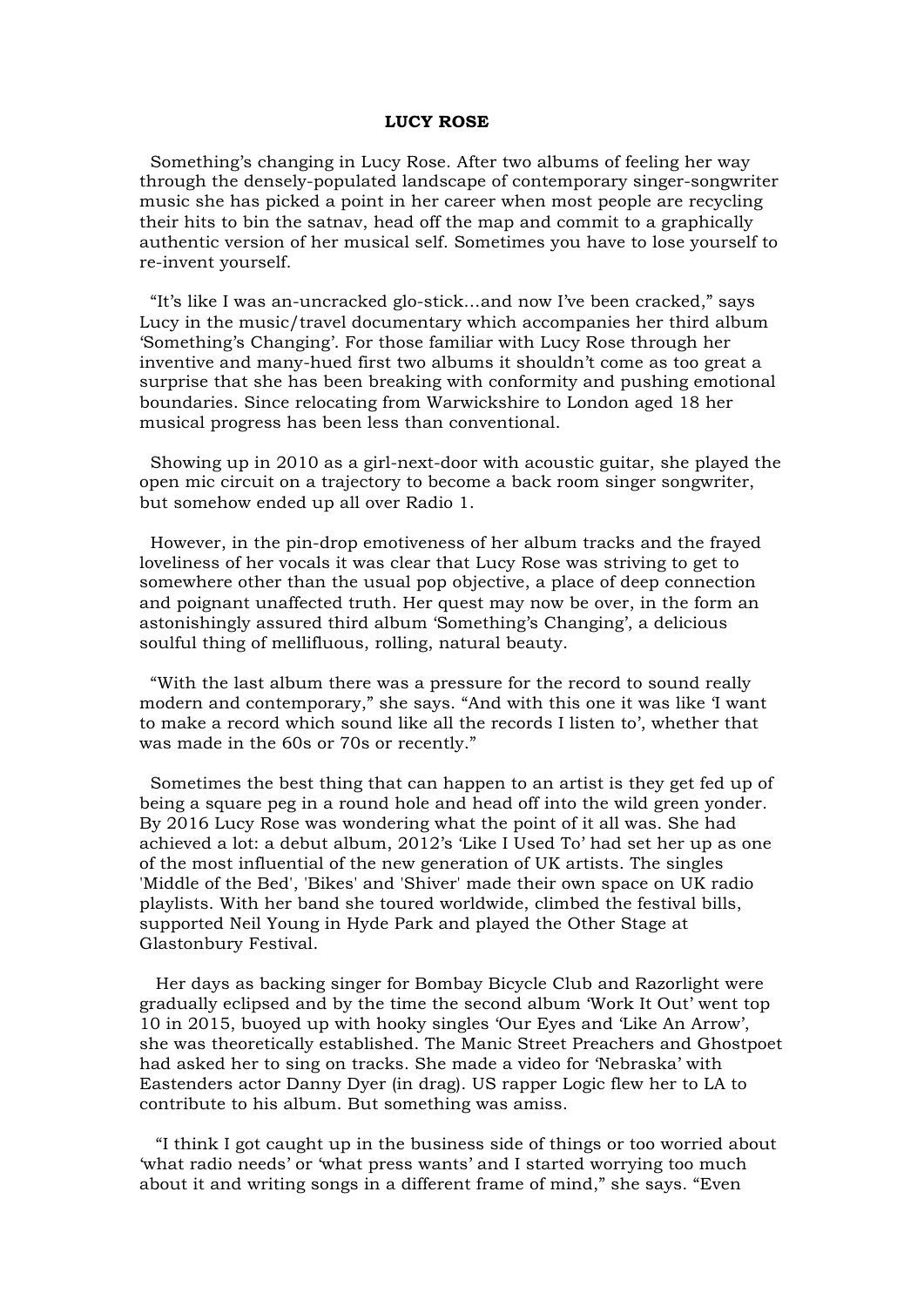# LUCY ROSE

Something's changing in Lucy Rose. After two albums of feeling her way through the densely-populated landscape of contemporary singer-songwriter music she has picked a point in her career when most people are recycling their hits to bin the satnav, head off the map and commit to a graphically authentic version of her musical self. Sometimes you have to lose yourself to re-invent yourself.

"It's like I was an-uncracked glo-stick…and now I've been cracked," says Lucy in the music/travel documentary which accompanies her third album 'Something's Changing'. For those familiar with Lucy Rose through her inventive and many-hued first two albums it shouldn't come as too great a surprise that she has been breaking with conformity and pushing emotional boundaries. Since relocating from Warwickshire to London aged 18 her musical progress has been less than conventional.

Showing up in 2010 as a girl-next-door with acoustic guitar, she played the open mic circuit on a trajectory to become a back room singer songwriter, but somehow ended up all over Radio 1.

However, in the pin-drop emotiveness of her album tracks and the frayed loveliness of her vocals it was clear that Lucy Rose was striving to get to somewhere other than the usual pop objective, a place of deep connection and poignant unaffected truth. Her quest may now be over, in the form an astonishingly assured third album 'Something's Changing', a delicious soulful thing of mellifluous, rolling, natural beauty.

"With the last album there was a pressure for the record to sound really modern and contemporary," she says. "And with this one it was like 'I want to make a record which sound like all the records I listen to', whether that was made in the 60s or 70s or recently."

Sometimes the best thing that can happen to an artist is they get fed up of being a square peg in a round hole and head off into the wild green yonder. By 2016 Lucy Rose was wondering what the point of it all was. She had achieved a lot: a debut album, 2012's 'Like I Used To' had set her up as one of the most influential of the new generation of UK artists. The singles 'Middle of the Bed', 'Bikes' and 'Shiver' made their own space on UK radio playlists. With her band she toured worldwide, climbed the festival bills, supported Neil Young in Hyde Park and played the Other Stage at Glastonbury Festival.

Her days as backing singer for Bombay Bicycle Club and Razorlight were gradually eclipsed and by the time the second album 'Work It Out' went top 10 in 2015, buoyed up with hooky singles 'Our Eyes and 'Like An Arrow', she was theoretically established. The Manic Street Preachers and Ghostpoet had asked her to sing on tracks. She made a video for 'Nebraska' with Eastenders actor Danny Dyer (in drag). US rapper Logic flew her to LA to contribute to his album. But something was amiss.

"I think I got caught up in the business side of things or too worried about 'what radio needs' or 'what press wants' and I started worrying too much about it and writing songs in a different frame of mind," she says. "Even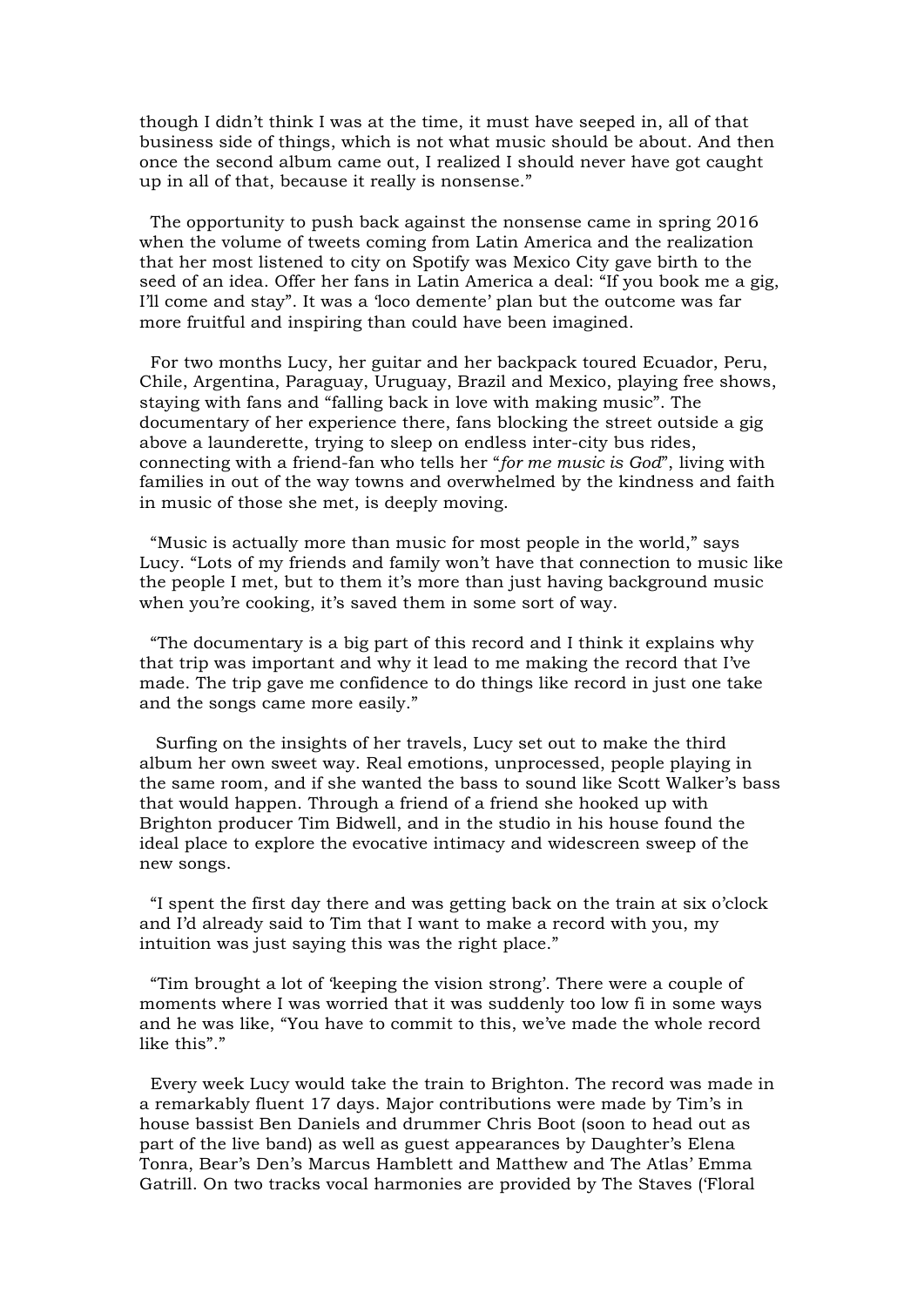though I didn't think I was at the time, it must have seeped in, all of that business side of things, which is not what music should be about. And then once the second album came out, I realized I should never have got caught up in all of that, because it really is nonsense."

The opportunity to push back against the nonsense came in spring 2016 when the volume of tweets coming from Latin America and the realization that her most listened to city on Spotify was Mexico City gave birth to the seed of an idea. Offer her fans in Latin America a deal: "If you book me a gig, I'll come and stay". It was a 'loco demente' plan but the outcome was far more fruitful and inspiring than could have been imagined.

For two months Lucy, her guitar and her backpack toured Ecuador, Peru, Chile, Argentina, Paraguay, Uruguay, Brazil and Mexico, playing free shows, staying with fans and "falling back in love with making music". The documentary of her experience there, fans blocking the street outside a gig above a launderette, trying to sleep on endless inter-city bus rides, connecting with a friend-fan who tells her "*for me music is God*", living with families in out of the way towns and overwhelmed by the kindness and faith in music of those she met, is deeply moving.

"Music is actually more than music for most people in the world," says Lucy. "Lots of my friends and family won't have that connection to music like the people I met, but to them it's more than just having background music when you're cooking, it's saved them in some sort of way.

"The documentary is a big part of this record and I think it explains why that trip was important and why it lead to me making the record that I've made. The trip gave me confidence to do things like record in just one take and the songs came more easily."

Surfing on the insights of her travels, Lucy set out to make the third album her own sweet way. Real emotions, unprocessed, people playing in the same room, and if she wanted the bass to sound like Scott Walker's bass that would happen. Through a friend of a friend she hooked up with Brighton producer Tim Bidwell, and in the studio in his house found the ideal place to explore the evocative intimacy and widescreen sweep of the new songs.

"I spent the first day there and was getting back on the train at six o'clock and I'd already said to Tim that I want to make a record with you, my intuition was just saying this was the right place."

"Tim brought a lot of 'keeping the vision strong'. There were a couple of moments where I was worried that it was suddenly too low fi in some ways and he was like, "You have to commit to this, we've made the whole record like this"."

Every week Lucy would take the train to Brighton. The record was made in a remarkably fluent 17 days. Major contributions were made by Tim's in house bassist Ben Daniels and drummer Chris Boot (soon to head out as part of the live band) as well as guest appearances by Daughter's Elena Tonra, Bear's Den's Marcus Hamblett and Matthew and The Atlas' Emma Gatrill. On two tracks vocal harmonies are provided by The Staves ('Floral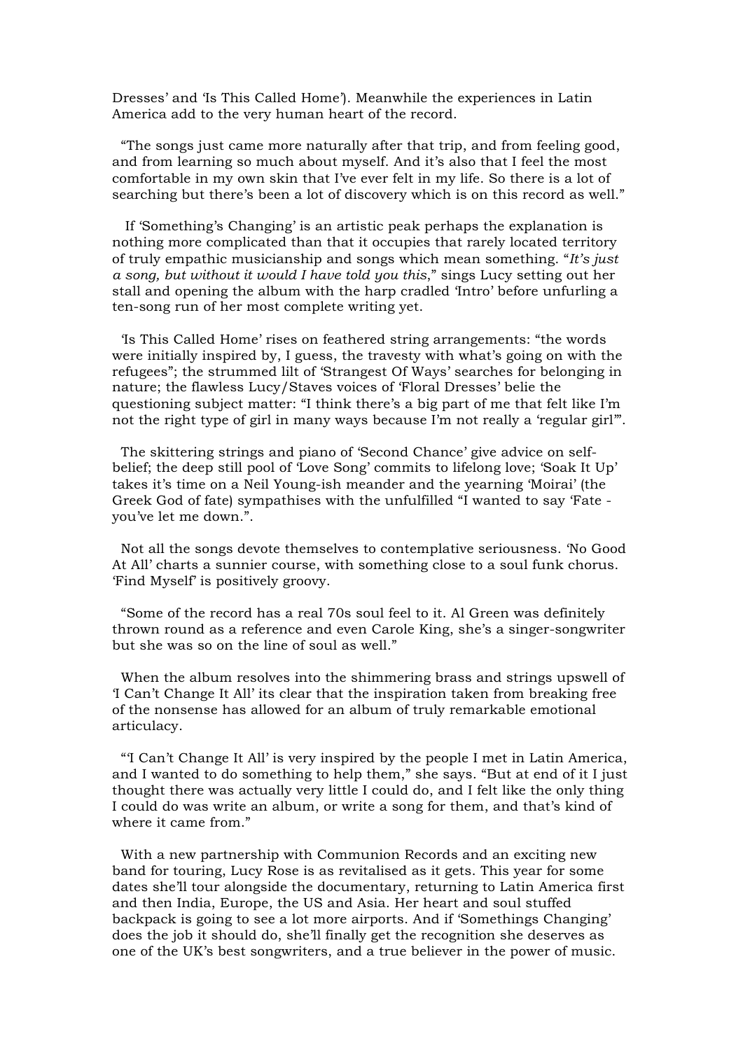Dresses' and 'Is This Called Home'). Meanwhile the experiences in Latin America add to the very human heart of the record.

"The songs just came more naturally after that trip, and from feeling good, and from learning so much about myself. And it's also that I feel the most comfortable in my own skin that I've ever felt in my life. So there is a lot of searching but there's been a lot of discovery which is on this record as well."

If 'Something's Changing' is an artistic peak perhaps the explanation is nothing more complicated than that it occupies that rarely located territory of truly empathic musicianship and songs which mean something. "*It's just a song, but without it would I have told you this*," sings Lucy setting out her stall and opening the album with the harp cradled 'Intro' before unfurling a ten-song run of her most complete writing yet.

'Is This Called Home' rises on feathered string arrangements: "the words were initially inspired by, I guess, the travesty with what's going on with the refugees"; the strummed lilt of 'Strangest Of Ways' searches for belonging in nature; the flawless Lucy/Staves voices of 'Floral Dresses' belie the questioning subject matter: "I think there's a big part of me that felt like I'm not the right type of girl in many ways because I'm not really a 'regular girl'".

The skittering strings and piano of 'Second Chance' give advice on self-belief; the deep still pool of 'Love Song' commits to lifelong love; 'Soak It Up' takes it's time on a Neil Young-ish meander and the yearning 'Moirai' (the Greek God of fate) sympathises with the unfulfilled "I wanted to say 'Fate - you've let me down.".

Not all the songs devote themselves to contemplative seriousness. 'No Good At All' charts a sunnier course, with something close to a soul funk chorus. 'Find Myself' is positively groovy.

"Some of the record has a real 70s soul feel to it. Al Green was definitely thrown round as a reference and even Carole King, she's a singer-songwriter but she was so on the line of soul as well."

When the album resolves into the shimmering brass and strings upswell of 'I Can't Change It All' its clear that the inspiration taken from breaking free of the nonsense has allowed for an album of truly remarkable emotional articulacy.

"'I Can't Change It All' is very inspired by the people I met in Latin America, and I wanted to do something to help them," she says. "But at end of it I just thought there was actually very little I could do, and I felt like the only thing I could do was write an album, or write a song for them, and that's kind of where it came from."

With a new partnership with Communion Records and an exciting new band for touring, Lucy Rose is as revitalised as it gets. This year for some dates she'll tour alongside the documentary, returning to Latin America first and then India, Europe, the US and Asia. Her heart and soul stuffed backpack is going to see a lot more airports. And if 'Somethings Changing' does the job it should do, she'll finally get the recognition she deserves as one of the UK's best songwriters, and a true believer in the power of music.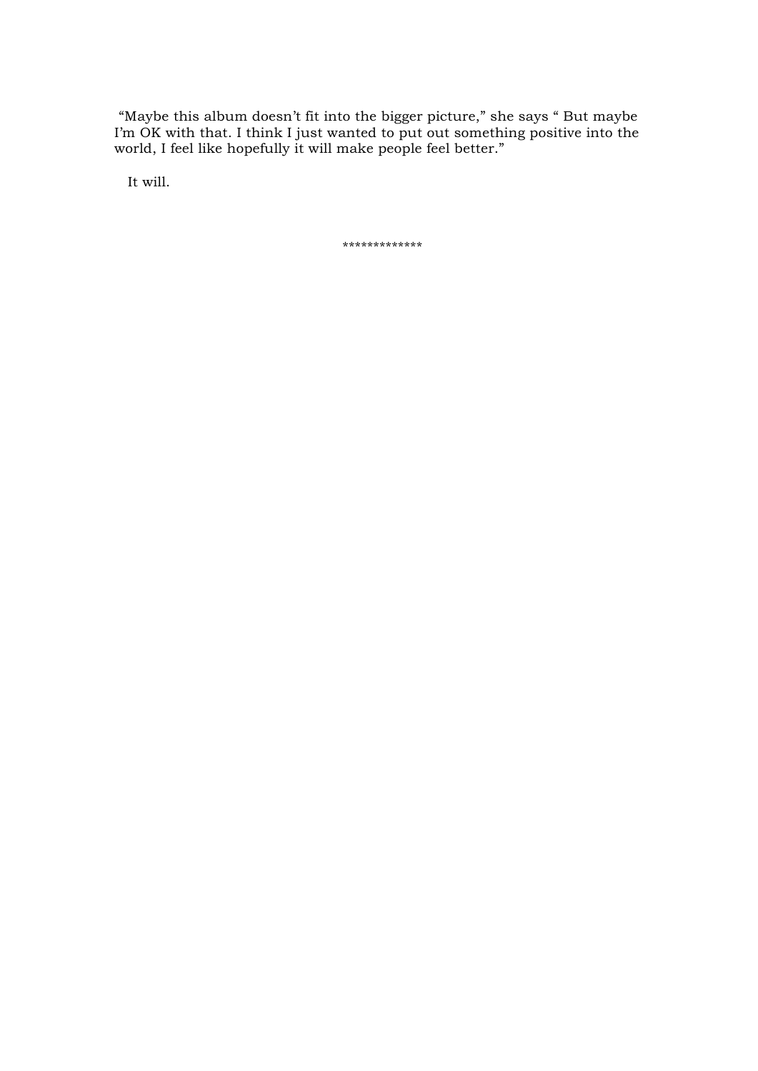"Maybe this album doesn't fit into the bigger picture," she says " But maybe I'm OK with that. I think I just wanted to put out something positive into the world, I feel like hopefully it will make people feel better."

It will.

*************